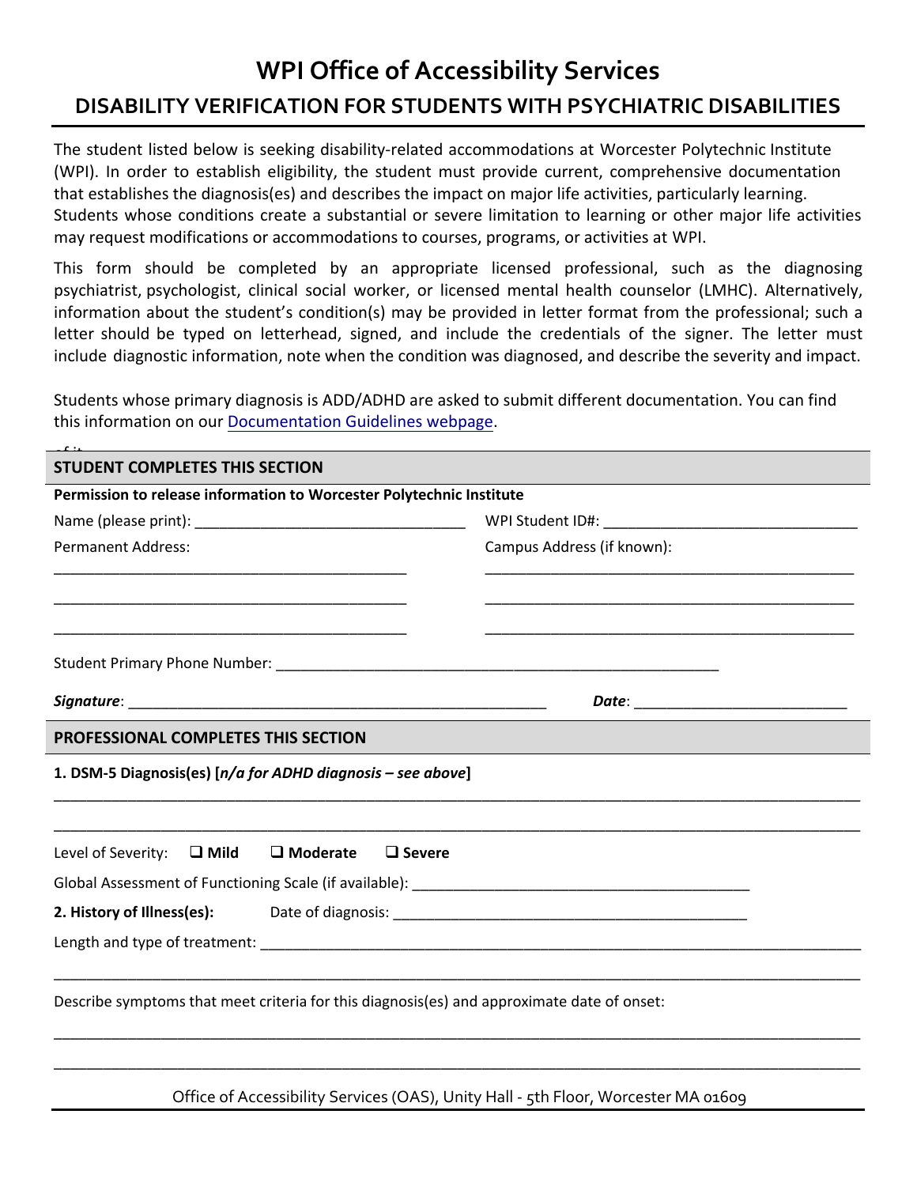# WPI Office of Accessibility Services

## DISABILITY VERIFICATION FOR STUDENTS WITH PSYCHIATRIC DISABILITIES

The student listed below is seeking disability-related accommodations at Worcester Polytechnic Institute (WPI). In order to establish eligibility, the student must provide current, comprehensive documentation that establishes the diagnosis(es) and describes the impact on major life activities, particularly learning. Students whose conditions create a substantial or severe limitation to learning or other major life activities may request modifications or accommodations to courses, programs, or activities at WPI.

This form should be completed by an appropriate licensed professional, such as the diagnosing psychiatrist, psychologist, clinical social worker, or licensed mental health counselor (LMHC). Alternatively, information about the student's condition(s) may be provided in letter format from the professional; such a letter should be typed on letterhead, signed, and include the credentials of the signer. The letter must include diagnostic information, note when the condition was diagnosed, and describe the severity and impact.

Students whose primary diagnosis is ADD/ADHD are asked to submit different documentation. You can find this information on our Documentation Guidelines webpage.

### STUDENT COMPLETES THIS SECTION

**Permission to release information to Worcester Polytechnic Institute**

Name (please print): ________________________________ WPI Student ID#: ________________________________

Permanent Address:

________________________________________

________________________________________

________________________________________

Campus Address (if known):

________________________________________

________________________________________

________________________________________

Student Primary Phone Number: ________________________________________________

***Signature***: ________________________________________________ ***Date***: ________________________

### PROFESSIONAL COMPLETES THIS SECTION

**1. DSM-5 Diagnosis(es) [*n/a for ADHD diagnosis – see above*]**

________________________________________________________________________________________

________________________________________________________________________________________

Level of Severity: ☐ **Mild** ☐ **Moderate** ☐ **Severe**

Global Assessment of Functioning Scale (if available): ________________________________________

**2. History of Illness(es):** Date of diagnosis: ________________________________________

Length and type of treatment: ________________________________________________________________

________________________________________________________________________________________

Describe symptoms that meet criteria for this diagnosis(es) and approximate date of onset:

________________________________________________________________________________________

________________________________________________________________________________________

Office of Accessibility Services (OAS), Unity Hall - 5th Floor, Worcester MA 01609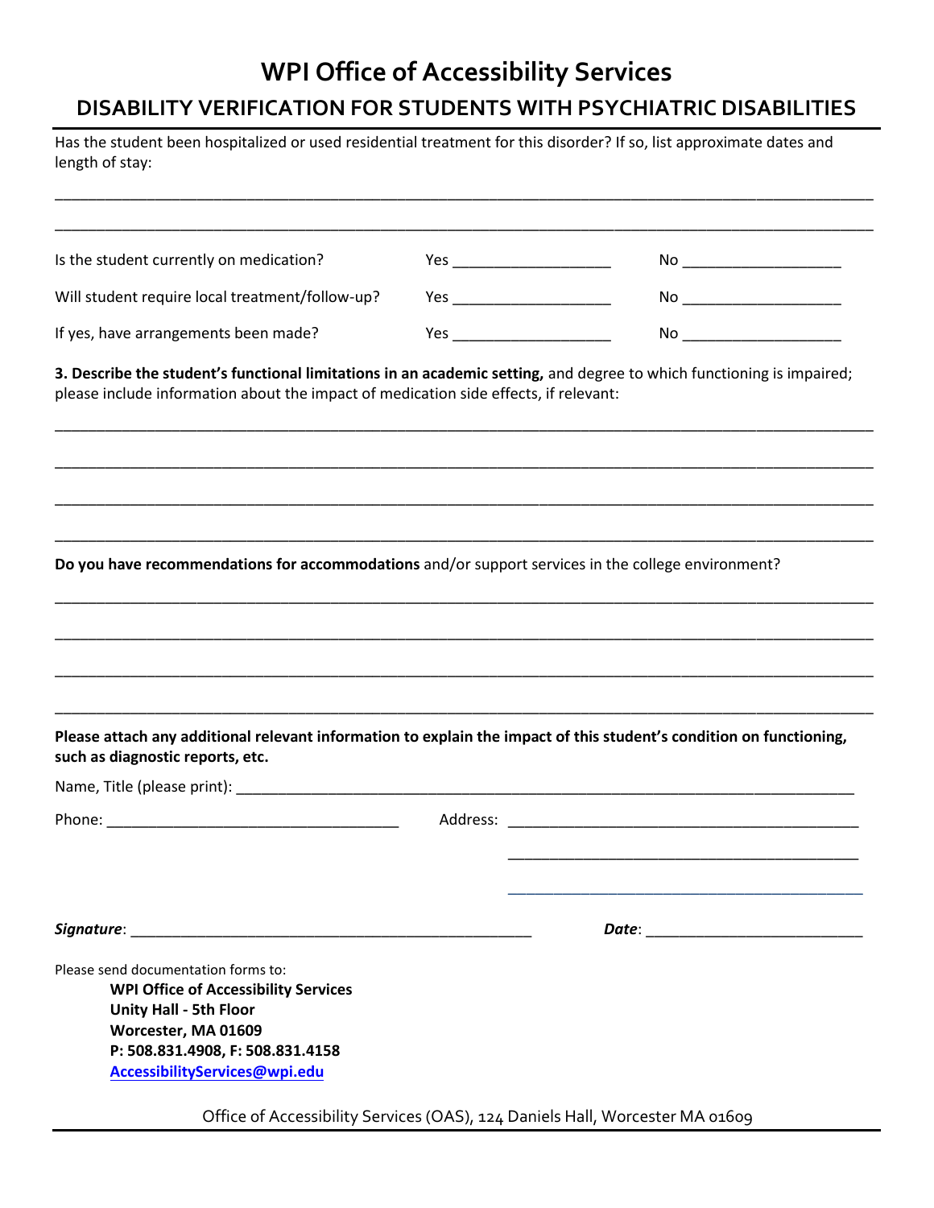# WPI Office of Accessibility Services

## DISABILITY VERIFICATION FOR STUDENTS WITH PSYCHIATRIC DISABILITIES

Has the student been hospitalized or used residential treatment for this disorder? If so, list approximate dates and length of stay:

_______________________________________________________________________________________________

_______________________________________________________________________________________________

| | | |
|---|---|---|
| Is the student currently on medication? | Yes ___________________ | No ___________________ |
| Will student require local treatment/follow-up? | Yes ___________________ | No ___________________ |
| If yes, have arrangements been made? | Yes ___________________ | No ___________________ |

**3. Describe the student's functional limitations in an academic setting,** and degree to which functioning is impaired; please include information about the impact of medication side effects, if relevant:

_______________________________________________________________________________________________

_______________________________________________________________________________________________

_______________________________________________________________________________________________

_______________________________________________________________________________________________

**Do you have recommendations for accommodations** and/or support services in the college environment?

_______________________________________________________________________________________________

_______________________________________________________________________________________________

_______________________________________________________________________________________________

_______________________________________________________________________________________________

**Please attach any additional relevant information to explain the impact of this student's condition on functioning, such as diagnostic reports, etc.**

Name, Title (please print): ___________________________________________________________________________

Phone: ___________________________________ Address: ___________________________________________

___________________________________________

___________________________________________

***Signature***: _________________________________________________ ***Date***: _________________________

Please send documentation forms to:

**WPI Office of Accessibility Services**
**Unity Hall - 5th Floor**
**Worcester, MA 01609**
**P: 508.831.4908, F: 508.831.4158**
**AccessibilityServices@wpi.edu**

Office of Accessibility Services (OAS), 124 Daniels Hall, Worcester MA 01609